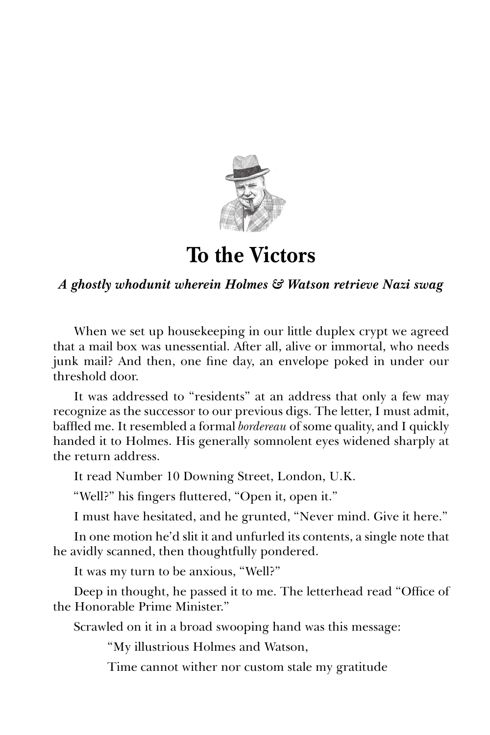# To the Victors

***A ghostly whodunit wherein Holmes & Watson retrieve Nazi swag***

When we set up housekeeping in our little duplex crypt we agreed that a mail box was unessential. After all, alive or immortal, who needs junk mail? And then, one fine day, an envelope poked in under our threshold door.

It was addressed to "residents" at an address that only a few may recognize as the successor to our previous digs. The letter, I must admit, baffled me. It resembled a formal *bordereau* of some quality, and I quickly handed it to Holmes. His generally somnolent eyes widened sharply at the return address.

It read Number 10 Downing Street, London, U.K.

"Well?" his fingers fluttered, "Open it, open it."

I must have hesitated, and he grunted, "Never mind. Give it here."

In one motion he'd slit it and unfurled its contents, a single note that he avidly scanned, then thoughtfully pondered.

It was my turn to be anxious, "Well?"

Deep in thought, he passed it to me. The letterhead read "Office of the Honorable Prime Minister."

Scrawled on it in a broad swooping hand was this message:

> "My illustrious Holmes and Watson,
>
> Time cannot wither nor custom stale my gratitude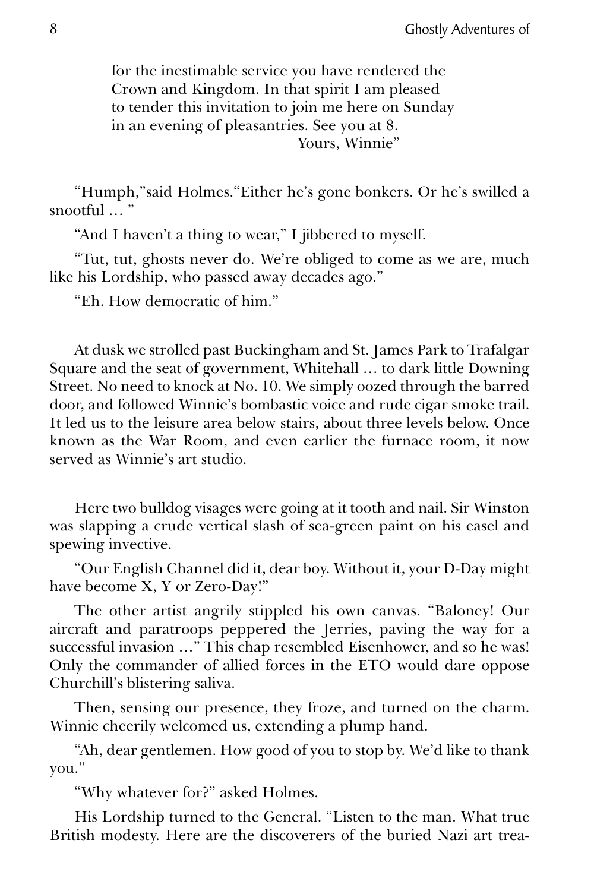for the inestimable service you have rendered the Crown and Kingdom. In that spirit I am pleased to tender this invitation to join me here on Sunday in an evening of pleasantries. See you at 8.

Yours, Winnie"

"Humph,"said Holmes."Either he's gone bonkers. Or he's swilled a snootful … "

"And I haven't a thing to wear," I jibbered to myself.

"Tut, tut, ghosts never do. We're obliged to come as we are, much like his Lordship, who passed away decades ago."

"Eh. How democratic of him."

At dusk we strolled past Buckingham and St. James Park to Trafalgar Square and the seat of government, Whitehall … to dark little Downing Street. No need to knock at No. 10. We simply oozed through the barred door, and followed Winnie's bombastic voice and rude cigar smoke trail. It led us to the leisure area below stairs, about three levels below. Once known as the War Room, and even earlier the furnace room, it now served as Winnie's art studio.

Here two bulldog visages were going at it tooth and nail. Sir Winston was slapping a crude vertical slash of sea-green paint on his easel and spewing invective.

"Our English Channel did it, dear boy. Without it, your D-Day might have become X, Y or Zero-Day!"

The other artist angrily stippled his own canvas. "Baloney! Our aircraft and paratroops peppered the Jerries, paving the way for a successful invasion …" This chap resembled Eisenhower, and so he was! Only the commander of allied forces in the ETO would dare oppose Churchill's blistering saliva.

Then, sensing our presence, they froze, and turned on the charm. Winnie cheerily welcomed us, extending a plump hand.

"Ah, dear gentlemen. How good of you to stop by. We'd like to thank you."

"Why whatever for?" asked Holmes.

His Lordship turned to the General. "Listen to the man. What true British modesty. Here are the discoverers of the buried Nazi art trea-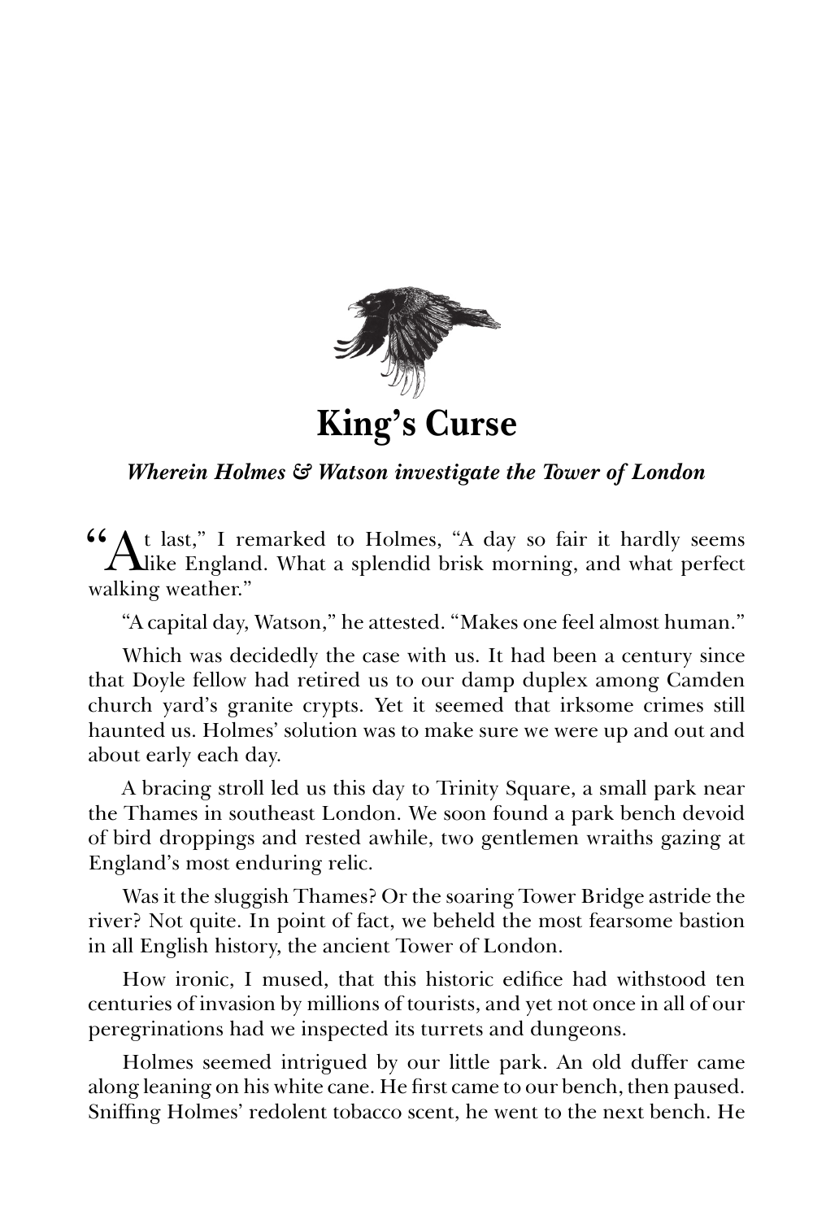# King's Curse

***Wherein Holmes & Watson investigate the Tower of London***

"At last," I remarked to Holmes, "A day so fair it hardly seems like England. What a splendid brisk morning, and what perfect walking weather."

"A capital day, Watson," he attested. "Makes one feel almost human."

Which was decidedly the case with us. It had been a century since that Doyle fellow had retired us to our damp duplex among Camden church yard's granite crypts. Yet it seemed that irksome crimes still haunted us. Holmes' solution was to make sure we were up and out and about early each day.

A bracing stroll led us this day to Trinity Square, a small park near the Thames in southeast London. We soon found a park bench devoid of bird droppings and rested awhile, two gentlemen wraiths gazing at England's most enduring relic.

Was it the sluggish Thames? Or the soaring Tower Bridge astride the river? Not quite. In point of fact, we beheld the most fearsome bastion in all English history, the ancient Tower of London.

How ironic, I mused, that this historic edifice had withstood ten centuries of invasion by millions of tourists, and yet not once in all of our peregrinations had we inspected its turrets and dungeons.

Holmes seemed intrigued by our little park. An old duffer came along leaning on his white cane. He first came to our bench, then paused. Sniffing Holmes' redolent tobacco scent, he went to the next bench. He